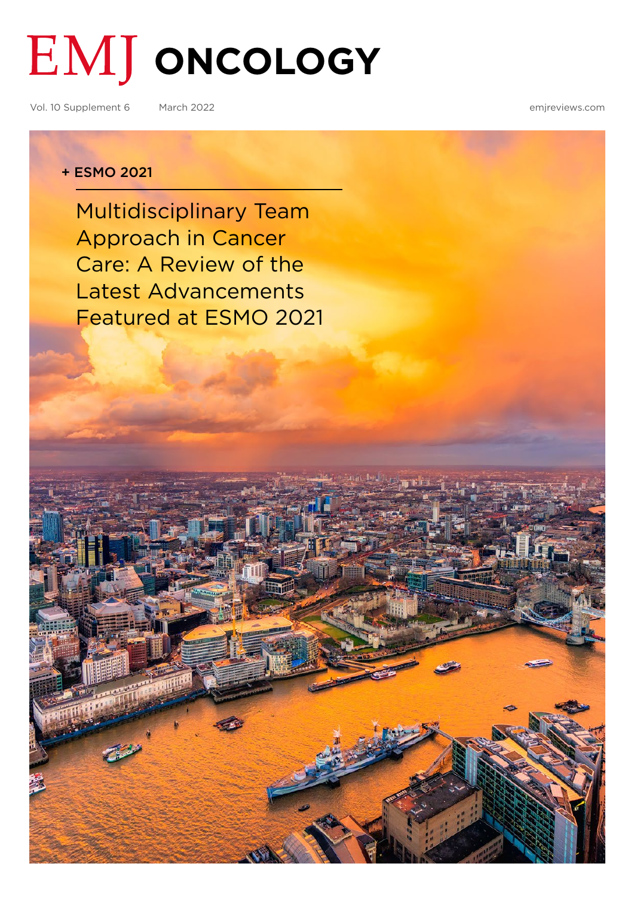# EMJ ONCOLOGY

Vol. 10 Supplement 6 March 2022 emjreviews.com

+ ESMO 2021

## Multidisciplinary Team Approach in Cancer Care: A Review of the Latest Advancements Featured at ESMO 2021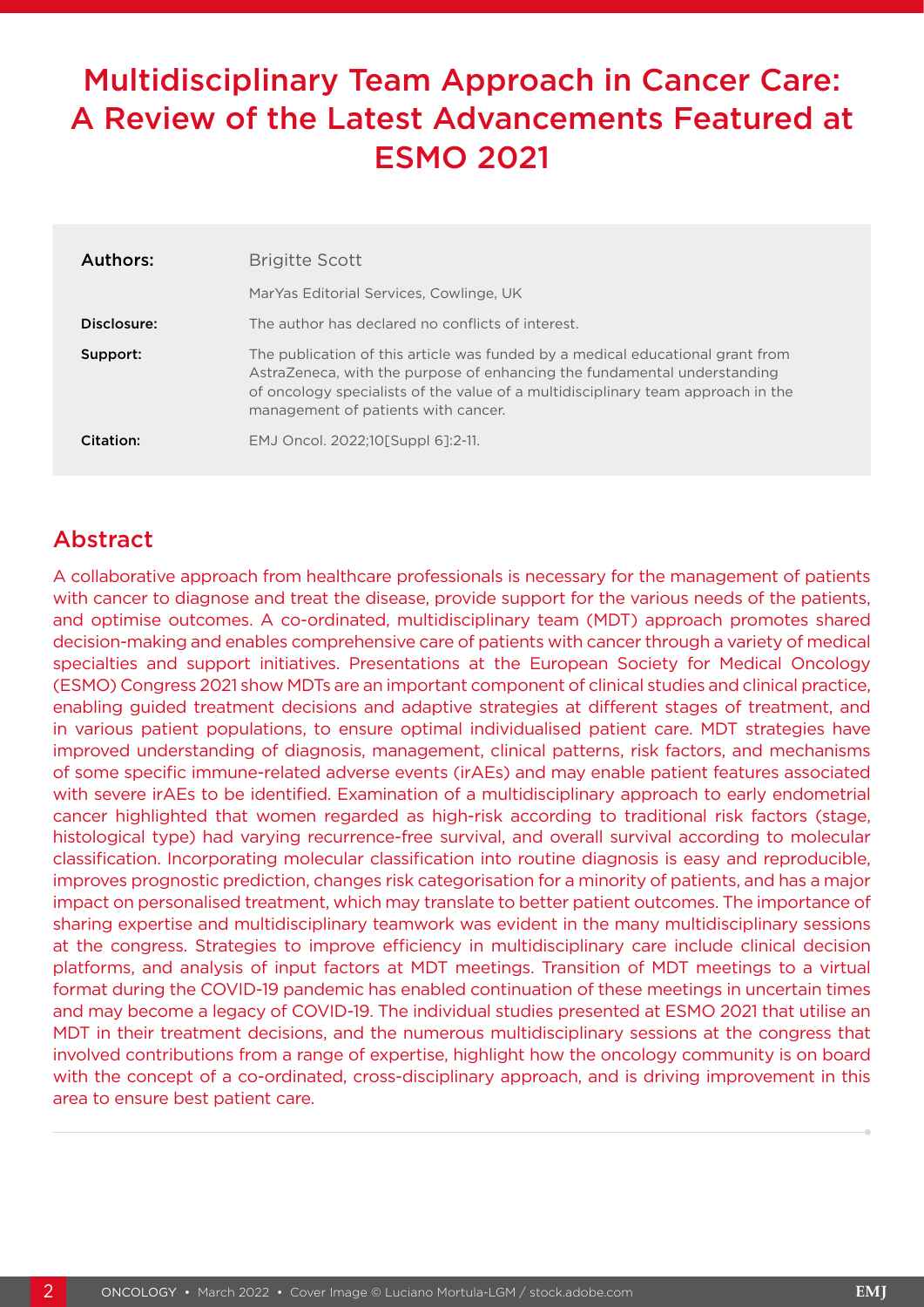# Multidisciplinary Team Approach in Cancer Care: A Review of the Latest Advancements Featured at ESMO 2021

| | |
|---|---|
| **Authors:** | Brigitte Scott |
| | MarYas Editorial Services, Cowlinge, UK |
| **Disclosure:** | The author has declared no conflicts of interest. |
| **Support:** | The publication of this article was funded by a medical educational grant from AstraZeneca, with the purpose of enhancing the fundamental understanding of oncology specialists of the value of a multidisciplinary team approach in the management of patients with cancer. |
| **Citation:** | EMJ Oncol. 2022;10[Suppl 6]:2-11. |

## Abstract

A collaborative approach from healthcare professionals is necessary for the management of patients with cancer to diagnose and treat the disease, provide support for the various needs of the patients, and optimise outcomes. A co-ordinated, multidisciplinary team (MDT) approach promotes shared decision-making and enables comprehensive care of patients with cancer through a variety of medical specialties and support initiatives. Presentations at the European Society for Medical Oncology (ESMO) Congress 2021 show MDTs are an important component of clinical studies and clinical practice, enabling guided treatment decisions and adaptive strategies at different stages of treatment, and in various patient populations, to ensure optimal individualised patient care. MDT strategies have improved understanding of diagnosis, management, clinical patterns, risk factors, and mechanisms of some specific immune-related adverse events (irAEs) and may enable patient features associated with severe irAEs to be identified. Examination of a multidisciplinary approach to early endometrial cancer highlighted that women regarded as high-risk according to traditional risk factors (stage, histological type) had varying recurrence-free survival, and overall survival according to molecular classification. Incorporating molecular classification into routine diagnosis is easy and reproducible, improves prognostic prediction, changes risk categorisation for a minority of patients, and has a major impact on personalised treatment, which may translate to better patient outcomes. The importance of sharing expertise and multidisciplinary teamwork was evident in the many multidisciplinary sessions at the congress. Strategies to improve efficiency in multidisciplinary care include clinical decision platforms, and analysis of input factors at MDT meetings. Transition of MDT meetings to a virtual format during the COVID-19 pandemic has enabled continuation of these meetings in uncertain times and may become a legacy of COVID-19. The individual studies presented at ESMO 2021 that utilise an MDT in their treatment decisions, and the numerous multidisciplinary sessions at the congress that involved contributions from a range of expertise, highlight how the oncology community is on board with the concept of a co-ordinated, cross-disciplinary approach, and is driving improvement in this area to ensure best patient care.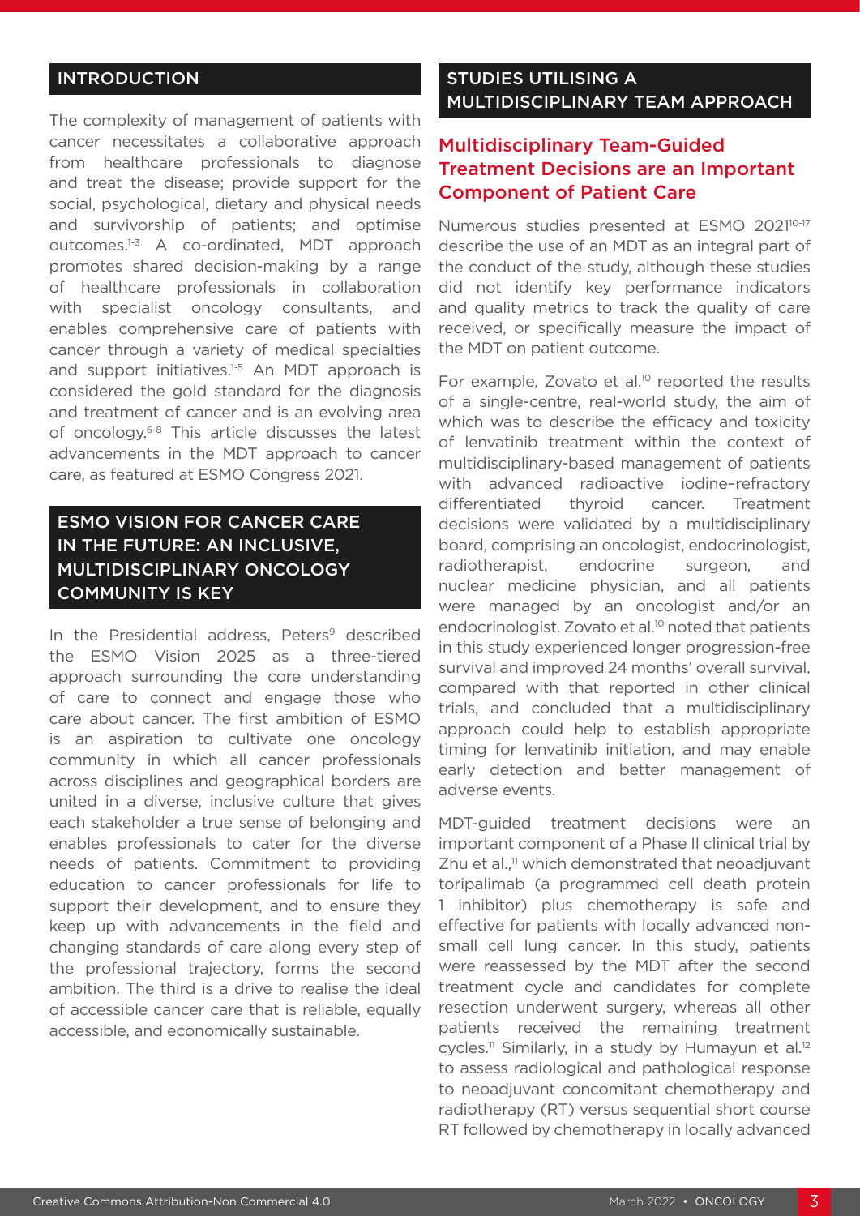## INTRODUCTION

The complexity of management of patients with cancer necessitates a collaborative approach from healthcare professionals to diagnose and treat the disease; provide support for the social, psychological, dietary and physical needs and survivorship of patients; and optimise outcomes.[1-3] A co-ordinated, MDT approach promotes shared decision-making by a range of healthcare professionals in collaboration with specialist oncology consultants, and enables comprehensive care of patients with cancer through a variety of medical specialties and support initiatives.[1-5] An MDT approach is considered the gold standard for the diagnosis and treatment of cancer and is an evolving area of oncology.[6-8] This article discusses the latest advancements in the MDT approach to cancer care, as featured at ESMO Congress 2021.

## ESMO VISION FOR CANCER CARE IN THE FUTURE: AN INCLUSIVE, MULTIDISCIPLINARY ONCOLOGY COMMUNITY IS KEY

In the Presidential address, Peters[9] described the ESMO Vision 2025 as a three-tiered approach surrounding the core understanding of care to connect and engage those who care about cancer. The first ambition of ESMO is an aspiration to cultivate one oncology community in which all cancer professionals across disciplines and geographical borders are united in a diverse, inclusive culture that gives each stakeholder a true sense of belonging and enables professionals to cater for the diverse needs of patients. Commitment to providing education to cancer professionals for life to support their development, and to ensure they keep up with advancements in the field and changing standards of care along every step of the professional trajectory, forms the second ambition. The third is a drive to realise the ideal of accessible cancer care that is reliable, equally accessible, and economically sustainable.

## STUDIES UTILISING A MULTIDISCIPLINARY TEAM APPROACH

### Multidisciplinary Team-Guided Treatment Decisions are an Important Component of Patient Care

Numerous studies presented at ESMO 2021[10-17] describe the use of an MDT as an integral part of the conduct of the study, although these studies did not identify key performance indicators and quality metrics to track the quality of care received, or specifically measure the impact of the MDT on patient outcome.

For example, Zovato et al.[10] reported the results of a single-centre, real-world study, the aim of which was to describe the efficacy and toxicity of lenvatinib treatment within the context of multidisciplinary-based management of patients with advanced radioactive iodine–refractory differentiated thyroid cancer. Treatment decisions were validated by a multidisciplinary board, comprising an oncologist, endocrinologist, radiotherapist, endocrine surgeon, and nuclear medicine physician, and all patients were managed by an oncologist and/or an endocrinologist. Zovato et al.[10] noted that patients in this study experienced longer progression-free survival and improved 24 months' overall survival, compared with that reported in other clinical trials, and concluded that a multidisciplinary approach could help to establish appropriate timing for lenvatinib initiation, and may enable early detection and better management of adverse events.

MDT-guided treatment decisions were an important component of a Phase II clinical trial by Zhu et al.,[11] which demonstrated that neoadjuvant toripalimab (a programmed cell death protein 1 inhibitor) plus chemotherapy is safe and effective for patients with locally advanced non-small cell lung cancer. In this study, patients were reassessed by the MDT after the second treatment cycle and candidates for complete resection underwent surgery, whereas all other patients received the remaining treatment cycles.[11] Similarly, in a study by Humayun et al.[12] to assess radiological and pathological response to neoadjuvant concomitant chemotherapy and radiotherapy (RT) versus sequential short course RT followed by chemotherapy in locally advanced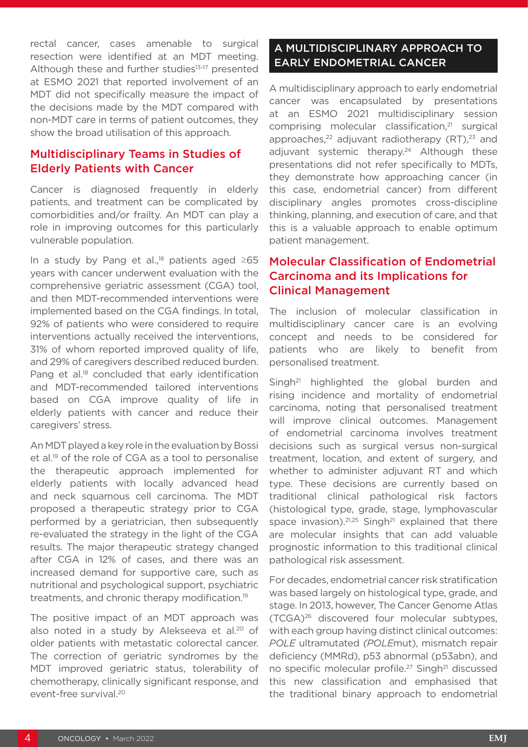rectal cancer, cases amenable to surgical resection were identified at an MDT meeting. Although these and further studies[13-17] presented at ESMO 2021 that reported involvement of an MDT did not specifically measure the impact of the decisions made by the MDT compared with non-MDT care in terms of patient outcomes, they show the broad utilisation of this approach.

### Multidisciplinary Teams in Studies of Elderly Patients with Cancer

Cancer is diagnosed frequently in elderly patients, and treatment can be complicated by comorbidities and/or frailty. An MDT can play a role in improving outcomes for this particularly vulnerable population.

In a study by Pang et al.,[18] patients aged ≥65 years with cancer underwent evaluation with the comprehensive geriatric assessment (CGA) tool, and then MDT-recommended interventions were implemented based on the CGA findings. In total, 92% of patients who were considered to require interventions actually received the interventions, 31% of whom reported improved quality of life, and 29% of caregivers described reduced burden. Pang et al.[18] concluded that early identification and MDT-recommended tailored interventions based on CGA improve quality of life in elderly patients with cancer and reduce their caregivers' stress.

An MDT played a key role in the evaluation by Bossi et al.[19] of the role of CGA as a tool to personalise the therapeutic approach implemented for elderly patients with locally advanced head and neck squamous cell carcinoma. The MDT proposed a therapeutic strategy prior to CGA performed by a geriatrician, then subsequently re-evaluated the strategy in the light of the CGA results. The major therapeutic strategy changed after CGA in 12% of cases, and there was an increased demand for supportive care, such as nutritional and psychological support, psychiatric treatments, and chronic therapy modification.[19]

The positive impact of an MDT approach was also noted in a study by Alekseeva et al.[20] of older patients with metastatic colorectal cancer. The correction of geriatric syndromes by the MDT improved geriatric status, tolerability of chemotherapy, clinically significant response, and event-free survival.[20]

## A MULTIDISCIPLINARY APPROACH TO EARLY ENDOMETRIAL CANCER

A multidisciplinary approach to early endometrial cancer was encapsulated by presentations at an ESMO 2021 multidisciplinary session comprising molecular classification,[21] surgical approaches,[22] adjuvant radiotherapy (RT),[23] and adjuvant systemic therapy.[24] Although these presentations did not refer specifically to MDTs, they demonstrate how approaching cancer (in this case, endometrial cancer) from different disciplinary angles promotes cross-discipline thinking, planning, and execution of care, and that this is a valuable approach to enable optimum patient management.

### Molecular Classification of Endometrial Carcinoma and its Implications for Clinical Management

The inclusion of molecular classification in multidisciplinary cancer care is an evolving concept and needs to be considered for patients who are likely to benefit from personalised treatment.

Singh[21] highlighted the global burden and rising incidence and mortality of endometrial carcinoma, noting that personalised treatment will improve clinical outcomes. Management of endometrial carcinoma involves treatment decisions such as surgical versus non-surgical treatment, location, and extent of surgery, and whether to administer adjuvant RT and which type. These decisions are currently based on traditional clinical pathological risk factors (histological type, grade, stage, lymphovascular space invasion).[21,25] Singh[21] explained that there are molecular insights that can add valuable prognostic information to this traditional clinical pathological risk assessment.

For decades, endometrial cancer risk stratification was based largely on histological type, grade, and stage. In 2013, however, The Cancer Genome Atlas (TCGA)[26] discovered four molecular subtypes, with each group having distinct clinical outcomes: *POLE* ultramutated (*POLE*mut), mismatch repair deficiency (MMRd), p53 abnormal (p53abn), and no specific molecular profile.[27] Singh[21] discussed this new classification and emphasised that the traditional binary approach to endometrial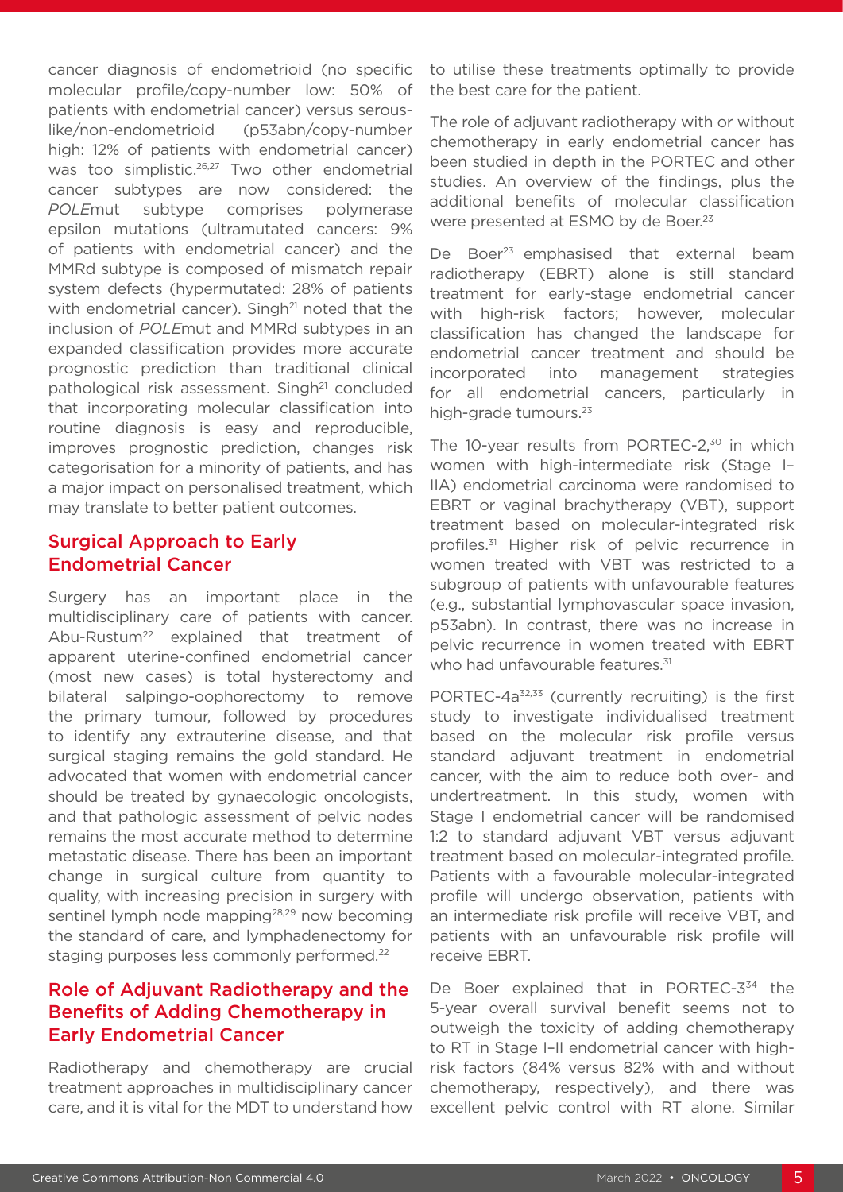cancer diagnosis of endometrioid (no specific molecular profile/copy-number low: 50% of patients with endometrial cancer) versus serous-like/non-endometrioid (p53abn/copy-number high: 12% of patients with endometrial cancer) was too simplistic.[26,27] Two other endometrial cancer subtypes are now considered: the *POLE*mut subtype comprises polymerase epsilon mutations (ultramutated cancers: 9% of patients with endometrial cancer) and the MMRd subtype is composed of mismatch repair system defects (hypermutated: 28% of patients with endometrial cancer). Singh[21] noted that the inclusion of *POLE*mut and MMRd subtypes in an expanded classification provides more accurate prognostic prediction than traditional clinical pathological risk assessment. Singh[21] concluded that incorporating molecular classification into routine diagnosis is easy and reproducible, improves prognostic prediction, changes risk categorisation for a minority of patients, and has a major impact on personalised treatment, which may translate to better patient outcomes.

## Surgical Approach to Early Endometrial Cancer

Surgery has an important place in the multidisciplinary care of patients with cancer. Abu-Rustum[22] explained that treatment of apparent uterine-confined endometrial cancer (most new cases) is total hysterectomy and bilateral salpingo-oophorectomy to remove the primary tumour, followed by procedures to identify any extrauterine disease, and that surgical staging remains the gold standard. He advocated that women with endometrial cancer should be treated by gynaecologic oncologists, and that pathologic assessment of pelvic nodes remains the most accurate method to determine metastatic disease. There has been an important change in surgical culture from quantity to quality, with increasing precision in surgery with sentinel lymph node mapping[28,29] now becoming the standard of care, and lymphadenectomy for staging purposes less commonly performed.[22]

## Role of Adjuvant Radiotherapy and the Benefits of Adding Chemotherapy in Early Endometrial Cancer

Radiotherapy and chemotherapy are crucial treatment approaches in multidisciplinary cancer care, and it is vital for the MDT to understand how to utilise these treatments optimally to provide the best care for the patient.

The role of adjuvant radiotherapy with or without chemotherapy in early endometrial cancer has been studied in depth in the PORTEC and other studies. An overview of the findings, plus the additional benefits of molecular classification were presented at ESMO by de Boer.[23]

De Boer[23] emphasised that external beam radiotherapy (EBRT) alone is still standard treatment for early-stage endometrial cancer with high-risk factors; however, molecular classification has changed the landscape for endometrial cancer treatment and should be incorporated into management strategies for all endometrial cancers, particularly in high-grade tumours.[23]

The 10-year results from PORTEC-2,[30] in which women with high-intermediate risk (Stage I–IIA) endometrial carcinoma were randomised to EBRT or vaginal brachytherapy (VBT), support treatment based on molecular-integrated risk profiles.[31] Higher risk of pelvic recurrence in women treated with VBT was restricted to a subgroup of patients with unfavourable features (e.g., substantial lymphovascular space invasion, p53abn). In contrast, there was no increase in pelvic recurrence in women treated with EBRT who had unfavourable features.[31]

PORTEC-4a[32,33] (currently recruiting) is the first study to investigate individualised treatment based on the molecular risk profile versus standard adjuvant treatment in endometrial cancer, with the aim to reduce both over- and undertreatment. In this study, women with Stage I endometrial cancer will be randomised 1:2 to standard adjuvant VBT versus adjuvant treatment based on molecular-integrated profile. Patients with a favourable molecular-integrated profile will undergo observation, patients with an intermediate risk profile will receive VBT, and patients with an unfavourable risk profile will receive EBRT.

De Boer explained that in PORTEC-3[34] the 5-year overall survival benefit seems not to outweigh the toxicity of adding chemotherapy to RT in Stage I–II endometrial cancer with high-risk factors (84% versus 82% with and without chemotherapy, respectively), and there was excellent pelvic control with RT alone. Similar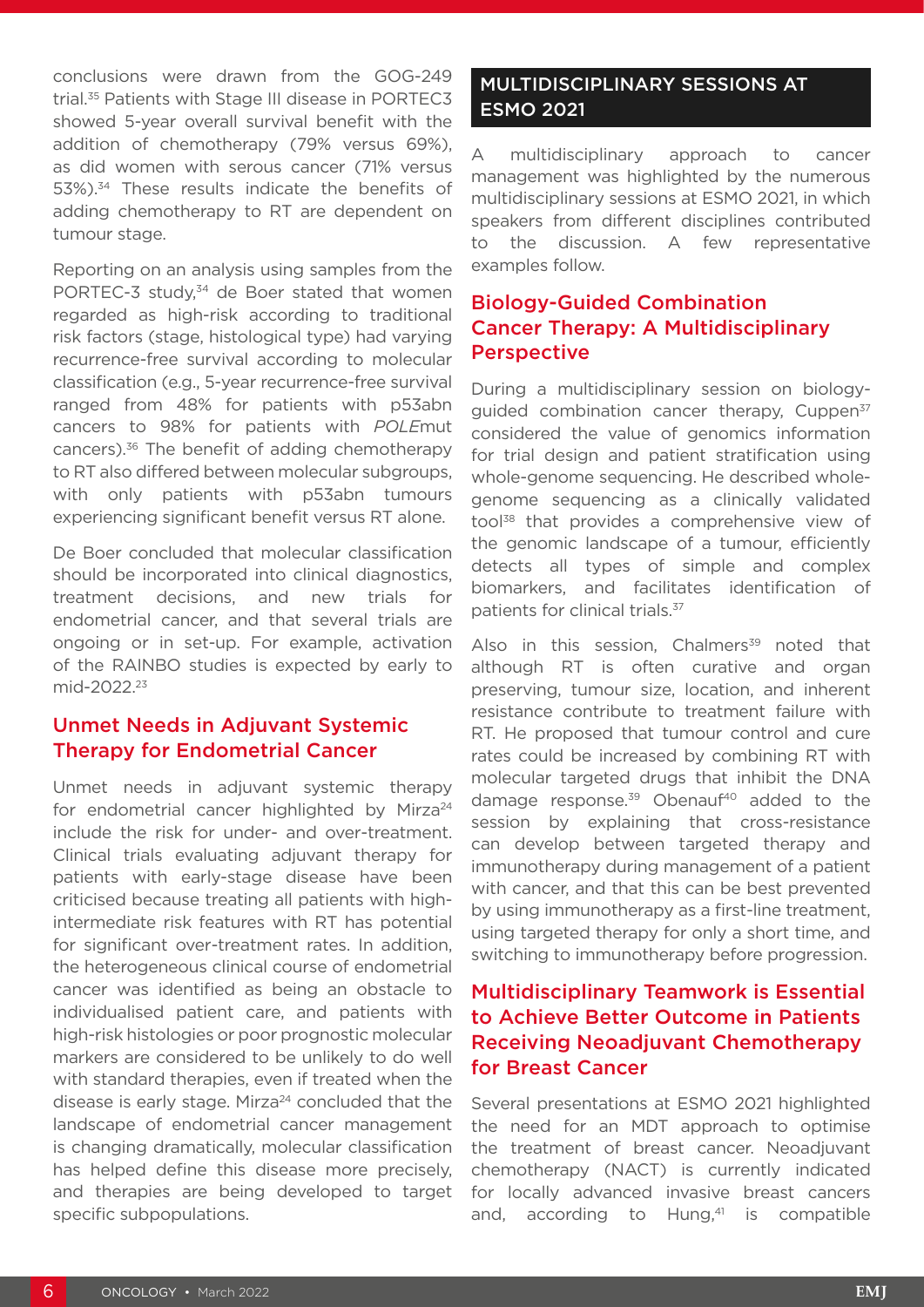conclusions were drawn from the GOG-249 trial.[35] Patients with Stage III disease in PORTEC3 showed 5-year overall survival benefit with the addition of chemotherapy (79% versus 69%), as did women with serous cancer (71% versus 53%).[34] These results indicate the benefits of adding chemotherapy to RT are dependent on tumour stage.

Reporting on an analysis using samples from the PORTEC-3 study,[34] de Boer stated that women regarded as high-risk according to traditional risk factors (stage, histological type) had varying recurrence-free survival according to molecular classification (e.g., 5-year recurrence-free survival ranged from 48% for patients with p53abn cancers to 98% for patients with *POLE*mut cancers).[36] The benefit of adding chemotherapy to RT also differed between molecular subgroups, with only patients with p53abn tumours experiencing significant benefit versus RT alone.

De Boer concluded that molecular classification should be incorporated into clinical diagnostics, treatment decisions, and new trials for endometrial cancer, and that several trials are ongoing or in set-up. For example, activation of the RAINBO studies is expected by early to mid-2022.[23]

### Unmet Needs in Adjuvant Systemic Therapy for Endometrial Cancer

Unmet needs in adjuvant systemic therapy for endometrial cancer highlighted by Mirza[24] include the risk for under- and over-treatment. Clinical trials evaluating adjuvant therapy for patients with early-stage disease have been criticised because treating all patients with high-intermediate risk features with RT has potential for significant over-treatment rates. In addition, the heterogeneous clinical course of endometrial cancer was identified as being an obstacle to individualised patient care, and patients with high-risk histologies or poor prognostic molecular markers are considered to be unlikely to do well with standard therapies, even if treated when the disease is early stage. Mirza[24] concluded that the landscape of endometrial cancer management is changing dramatically, molecular classification has helped define this disease more precisely, and therapies are being developed to target specific subpopulations.

## MULTIDISCIPLINARY SESSIONS AT ESMO 2021

A multidisciplinary approach to cancer management was highlighted by the numerous multidisciplinary sessions at ESMO 2021, in which speakers from different disciplines contributed to the discussion. A few representative examples follow.

### Biology-Guided Combination Cancer Therapy: A Multidisciplinary Perspective

During a multidisciplinary session on biology-guided combination cancer therapy, Cuppen[37] considered the value of genomics information for trial design and patient stratification using whole-genome sequencing. He described whole-genome sequencing as a clinically validated tool[38] that provides a comprehensive view of the genomic landscape of a tumour, efficiently detects all types of simple and complex biomarkers, and facilitates identification of patients for clinical trials.[37]

Also in this session, Chalmers[39] noted that although RT is often curative and organ preserving, tumour size, location, and inherent resistance contribute to treatment failure with RT. He proposed that tumour control and cure rates could be increased by combining RT with molecular targeted drugs that inhibit the DNA damage response.[39] Obenauf[40] added to the session by explaining that cross-resistance can develop between targeted therapy and immunotherapy during management of a patient with cancer, and that this can be best prevented by using immunotherapy as a first-line treatment, using targeted therapy for only a short time, and switching to immunotherapy before progression.

### Multidisciplinary Teamwork is Essential to Achieve Better Outcome in Patients Receiving Neoadjuvant Chemotherapy for Breast Cancer

Several presentations at ESMO 2021 highlighted the need for an MDT approach to optimise the treatment of breast cancer. Neoadjuvant chemotherapy (NACT) is currently indicated for locally advanced invasive breast cancers and, according to Hung,[41] is compatible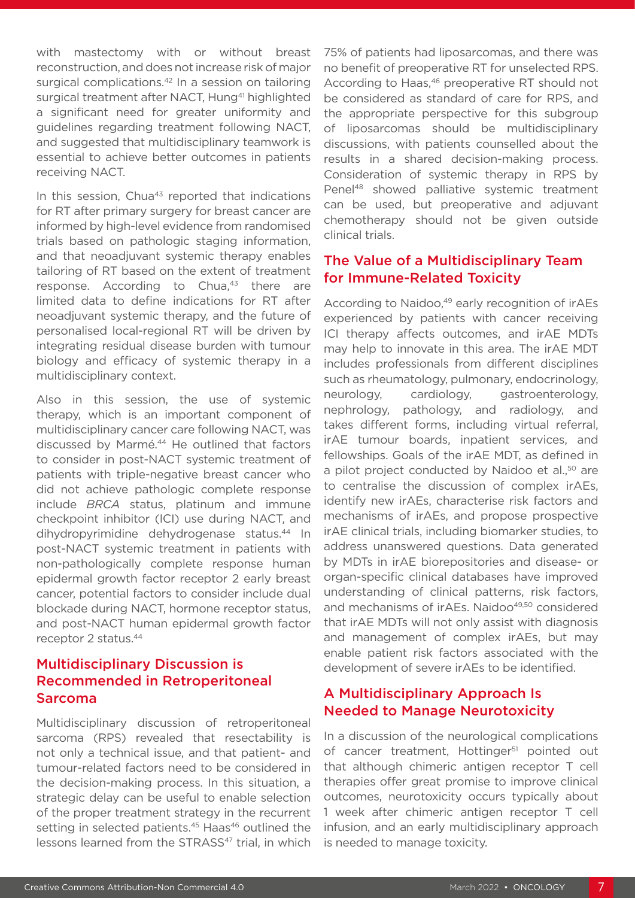with mastectomy with or without breast reconstruction, and does not increase risk of major surgical complications.[42] In a session on tailoring surgical treatment after NACT, Hung[41] highlighted a significant need for greater uniformity and guidelines regarding treatment following NACT, and suggested that multidisciplinary teamwork is essential to achieve better outcomes in patients receiving NACT.

In this session, Chua[43] reported that indications for RT after primary surgery for breast cancer are informed by high-level evidence from randomised trials based on pathologic staging information, and that neoadjuvant systemic therapy enables tailoring of RT based on the extent of treatment response. According to Chua,[43] there are limited data to define indications for RT after neoadjuvant systemic therapy, and the future of personalised local-regional RT will be driven by integrating residual disease burden with tumour biology and efficacy of systemic therapy in a multidisciplinary context.

Also in this session, the use of systemic therapy, which is an important component of multidisciplinary cancer care following NACT, was discussed by Marmé.[44] He outlined that factors to consider in post-NACT systemic treatment of patients with triple-negative breast cancer who did not achieve pathologic complete response include *BRCA* status, platinum and immune checkpoint inhibitor (ICI) use during NACT, and dihydropyrimidine dehydrogenase status.[44] In post-NACT systemic treatment in patients with non-pathologically complete response human epidermal growth factor receptor 2 early breast cancer, potential factors to consider include dual blockade during NACT, hormone receptor status, and post-NACT human epidermal growth factor receptor 2 status.[44]

## Multidisciplinary Discussion is Recommended in Retroperitoneal Sarcoma

Multidisciplinary discussion of retroperitoneal sarcoma (RPS) revealed that resectability is not only a technical issue, and that patient- and tumour-related factors need to be considered in the decision-making process. In this situation, a strategic delay can be useful to enable selection of the proper treatment strategy in the recurrent setting in selected patients.[45] Haas[46] outlined the lessons learned from the STRASS[47] trial, in which 75% of patients had liposarcomas, and there was no benefit of preoperative RT for unselected RPS. According to Haas,[46] preoperative RT should not be considered as standard of care for RPS, and the appropriate perspective for this subgroup of liposarcomas should be multidisciplinary discussions, with patients counselled about the results in a shared decision-making process. Consideration of systemic therapy in RPS by Penel[48] showed palliative systemic treatment can be used, but preoperative and adjuvant chemotherapy should not be given outside clinical trials.

## The Value of a Multidisciplinary Team for Immune-Related Toxicity

According to Naidoo,[49] early recognition of irAEs experienced by patients with cancer receiving ICI therapy affects outcomes, and irAE MDTs may help to innovate in this area. The irAE MDT includes professionals from different disciplines such as rheumatology, pulmonary, endocrinology, neurology, cardiology, gastroenterology, nephrology, pathology, and radiology, and takes different forms, including virtual referral, irAE tumour boards, inpatient services, and fellowships. Goals of the irAE MDT, as defined in a pilot project conducted by Naidoo et al.,[50] are to centralise the discussion of complex irAEs, identify new irAEs, characterise risk factors and mechanisms of irAEs, and propose prospective irAE clinical trials, including biomarker studies, to address unanswered questions. Data generated by MDTs in irAE biorepositories and disease- or organ-specific clinical databases have improved understanding of clinical patterns, risk factors, and mechanisms of irAEs. Naidoo[49,50] considered that irAE MDTs will not only assist with diagnosis and management of complex irAEs, but may enable patient risk factors associated with the development of severe irAEs to be identified.

## A Multidisciplinary Approach Is Needed to Manage Neurotoxicity

In a discussion of the neurological complications of cancer treatment, Hottinger[51] pointed out that although chimeric antigen receptor T cell therapies offer great promise to improve clinical outcomes, neurotoxicity occurs typically about 1 week after chimeric antigen receptor T cell infusion, and an early multidisciplinary approach is needed to manage toxicity.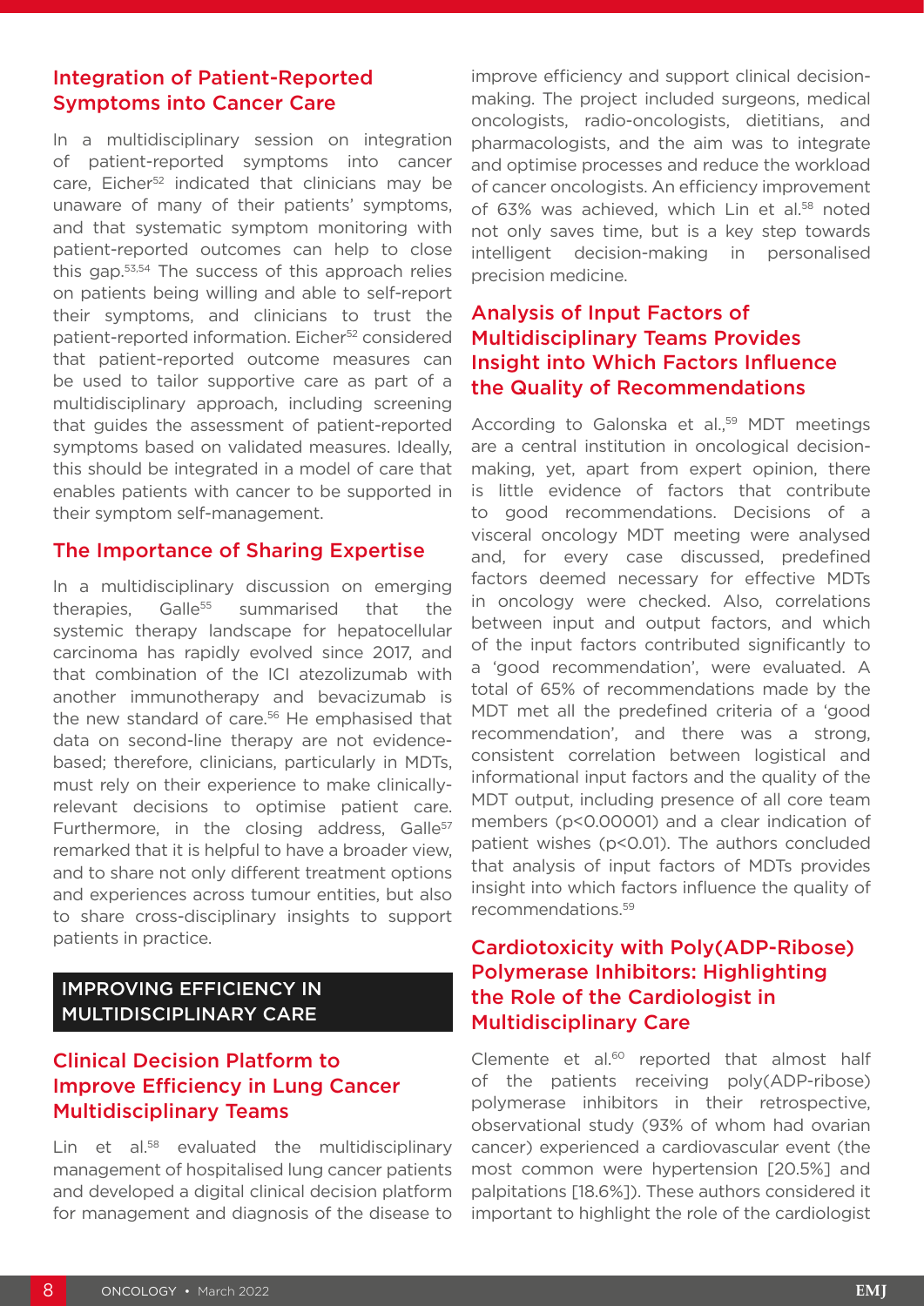## Integration of Patient-Reported Symptoms into Cancer Care

In a multidisciplinary session on integration of patient-reported symptoms into cancer care, Eicher[52] indicated that clinicians may be unaware of many of their patients' symptoms, and that systematic symptom monitoring with patient-reported outcomes can help to close this gap.[53,54] The success of this approach relies on patients being willing and able to self-report their symptoms, and clinicians to trust the patient-reported information. Eicher[52] considered that patient-reported outcome measures can be used to tailor supportive care as part of a multidisciplinary approach, including screening that guides the assessment of patient-reported symptoms based on validated measures. Ideally, this should be integrated in a model of care that enables patients with cancer to be supported in their symptom self-management.

## The Importance of Sharing Expertise

In a multidisciplinary discussion on emerging therapies, Galle[55] summarised that the systemic therapy landscape for hepatocellular carcinoma has rapidly evolved since 2017, and that combination of the ICI atezolizumab with another immunotherapy and bevacizumab is the new standard of care.[56] He emphasised that data on second-line therapy are not evidence-based; therefore, clinicians, particularly in MDTs, must rely on their experience to make clinically-relevant decisions to optimise patient care. Furthermore, in the closing address, Galle[57] remarked that it is helpful to have a broader view, and to share not only different treatment options and experiences across tumour entities, but also to share cross-disciplinary insights to support patients in practice.

# IMPROVING EFFICIENCY IN MULTIDISCIPLINARY CARE

## Clinical Decision Platform to Improve Efficiency in Lung Cancer Multidisciplinary Teams

Lin et al.[58] evaluated the multidisciplinary management of hospitalised lung cancer patients and developed a digital clinical decision platform for management and diagnosis of the disease to improve efficiency and support clinical decision-making. The project included surgeons, medical oncologists, radio-oncologists, dietitians, and pharmacologists, and the aim was to integrate and optimise processes and reduce the workload of cancer oncologists. An efficiency improvement of 63% was achieved, which Lin et al.[58] noted not only saves time, but is a key step towards intelligent decision-making in personalised precision medicine.

## Analysis of Input Factors of Multidisciplinary Teams Provides Insight into Which Factors Influence the Quality of Recommendations

According to Galonska et al.,[59] MDT meetings are a central institution in oncological decision-making, yet, apart from expert opinion, there is little evidence of factors that contribute to good recommendations. Decisions of a visceral oncology MDT meeting were analysed and, for every case discussed, predefined factors deemed necessary for effective MDTs in oncology were checked. Also, correlations between input and output factors, and which of the input factors contributed significantly to a 'good recommendation', were evaluated. A total of 65% of recommendations made by the MDT met all the predefined criteria of a 'good recommendation', and there was a strong, consistent correlation between logistical and informational input factors and the quality of the MDT output, including presence of all core team members ($p<0.00001$) and a clear indication of patient wishes ($p<0.01$). The authors concluded that analysis of input factors of MDTs provides insight into which factors influence the quality of recommendations.[59]

## Cardiotoxicity with Poly(ADP-Ribose) Polymerase Inhibitors: Highlighting the Role of the Cardiologist in Multidisciplinary Care

Clemente et al.[60] reported that almost half of the patients receiving poly(ADP-ribose) polymerase inhibitors in their retrospective, observational study (93% of whom had ovarian cancer) experienced a cardiovascular event (the most common were hypertension [20.5%] and palpitations [18.6%]). These authors considered it important to highlight the role of the cardiologist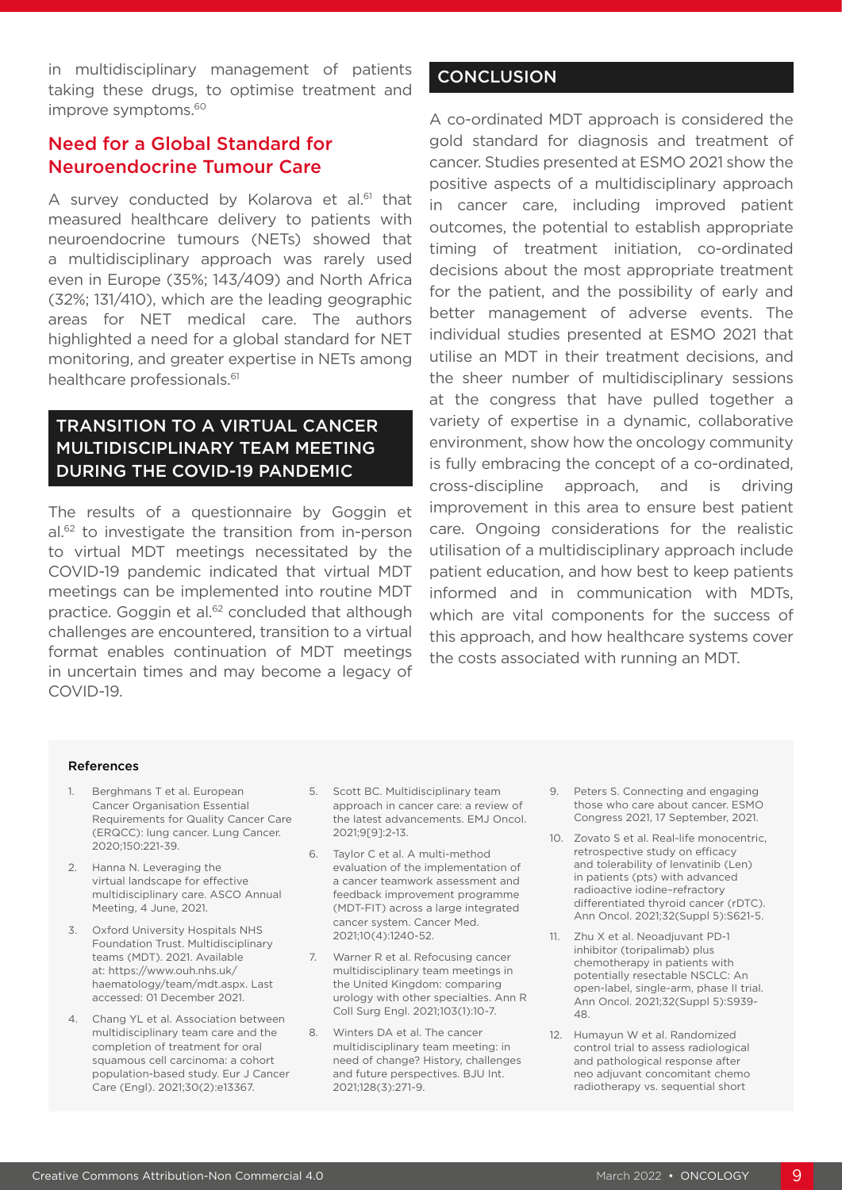in multidisciplinary management of patients taking these drugs, to optimise treatment and improve symptoms.[60]

### Need for a Global Standard for Neuroendocrine Tumour Care

A survey conducted by Kolarova et al.[61] that measured healthcare delivery to patients with neuroendocrine tumours (NETs) showed that a multidisciplinary approach was rarely used even in Europe (35%; 143/409) and North Africa (32%; 131/410), which are the leading geographic areas for NET medical care. The authors highlighted a need for a global standard for NET monitoring, and greater expertise in NETs among healthcare professionals.[61]

## TRANSITION TO A VIRTUAL CANCER MULTIDISCIPLINARY TEAM MEETING DURING THE COVID-19 PANDEMIC

The results of a questionnaire by Goggin et al.[62] to investigate the transition from in-person to virtual MDT meetings necessitated by the COVID-19 pandemic indicated that virtual MDT meetings can be implemented into routine MDT practice. Goggin et al.[62] concluded that although challenges are encountered, transition to a virtual format enables continuation of MDT meetings in uncertain times and may become a legacy of COVID-19.

## CONCLUSION

A co-ordinated MDT approach is considered the gold standard for diagnosis and treatment of cancer. Studies presented at ESMO 2021 show the positive aspects of a multidisciplinary approach in cancer care, including improved patient outcomes, the potential to establish appropriate timing of treatment initiation, co-ordinated decisions about the most appropriate treatment for the patient, and the possibility of early and better management of adverse events. The individual studies presented at ESMO 2021 that utilise an MDT in their treatment decisions, and the sheer number of multidisciplinary sessions at the congress that have pulled together a variety of expertise in a dynamic, collaborative environment, show how the oncology community is fully embracing the concept of a co-ordinated, cross-discipline approach, and is driving improvement in this area to ensure best patient care. Ongoing considerations for the realistic utilisation of a multidisciplinary approach include patient education, and how best to keep patients informed and in communication with MDTs, which are vital components for the success of this approach, and how healthcare systems cover the costs associated with running an MDT.

#### References

1. Berghmans T et al. European Cancer Organisation Essential Requirements for Quality Cancer Care (ERQCC): lung cancer. Lung Cancer. 2020;150:221-39.
2. Hanna N. Leveraging the virtual landscape for effective multidisciplinary care. ASCO Annual Meeting, 4 June, 2021.
3. Oxford University Hospitals NHS Foundation Trust. Multidisciplinary teams (MDT). 2021. Available at: https://www.ouh.nhs.uk/haematology/team/mdt.aspx. Last accessed: 01 December 2021.
4. Chang YL et al. Association between multidisciplinary team care and the completion of treatment for oral squamous cell carcinoma: a cohort population-based study. Eur J Cancer Care (Engl). 2021;30(2):e13367.
5. Scott BC. Multidisciplinary team approach in cancer care: a review of the latest advancements. EMJ Oncol. 2021;9[9]:2-13.
6. Taylor C et al. A multi-method evaluation of the implementation of a cancer teamwork assessment and feedback improvement programme (MDT-FIT) across a large integrated cancer system. Cancer Med. 2021;10(4):1240-52.
7. Warner R et al. Refocusing cancer multidisciplinary team meetings in the United Kingdom: comparing urology with other specialties. Ann R Coll Surg Engl. 2021;103(1):10-7.
8. Winters DA et al. The cancer multidisciplinary team meeting: in need of change? History, challenges and future perspectives. BJU Int. 2021;128(3):271-9.
9. Peters S. Connecting and engaging those who care about cancer. ESMO Congress 2021, 17 September, 2021.
10. Zovato S et al. Real-life monocentric, retrospective study on efficacy and tolerability of lenvatinib (Len) in patients (pts) with advanced radioactive iodine–refractory differentiated thyroid cancer (rDTC). Ann Oncol. 2021;32(Suppl 5):S621-5.
11. Zhu X et al. Neoadjuvant PD-1 inhibitor (toripalimab) plus chemotherapy in patients with potentially resectable NSCLC: An open-label, single-arm, phase II trial. Ann Oncol. 2021;32(Suppl 5):S939-48.
12. Humayun W et al. Randomized control trial to assess radiological and pathological response after neo adjuvant concomitant chemo radiotherapy vs. sequential short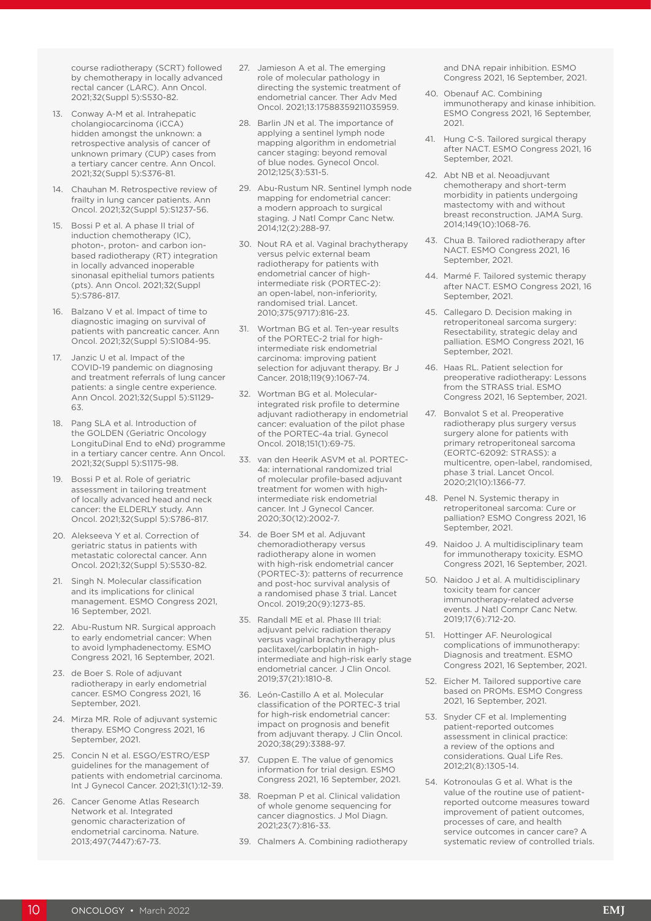course radiotherapy (SCRT) followed by chemotherapy in locally advanced rectal cancer (LARC). Ann Oncol. 2021;32(Suppl 5):S530-82.

13. Conway A-M et al. Intrahepatic cholangiocarcinoma (iCCA) hidden amongst the unknown: a retrospective analysis of cancer of unknown primary (CUP) cases from a tertiary cancer centre. Ann Oncol. 2021;32(Suppl 5):S376-81.
14. Chauhan M. Retrospective review of frailty in lung cancer patients. Ann Oncol. 2021;32(Suppl 5):S1237-56.
15. Bossi P et al. A phase II trial of induction chemotherapy (IC), photon-, proton- and carbon ion-based radiotherapy (RT) integration in locally advanced inoperable sinonasal epithelial tumors patients (pts). Ann Oncol. 2021;32(Suppl 5):S786-817.
16. Balzano V et al. Impact of time to diagnostic imaging on survival of patients with pancreatic cancer. Ann Oncol. 2021;32(Suppl 5):S1084-95.
17. Janzic U et al. Impact of the COVID-19 pandemic on diagnosing and treatment referrals of lung cancer patients: a single centre experience. Ann Oncol. 2021;32(Suppl 5):S1129-63.
18. Pang SLA et al. Introduction of the GOLDEN (Geriatric Oncology LongituDinal End to eNd) programme in a tertiary cancer centre. Ann Oncol. 2021;32(Suppl 5):S1175-98.
19. Bossi P et al. Role of geriatric assessment in tailoring treatment of locally advanced head and neck cancer: the ELDERLY study. Ann Oncol. 2021;32(Suppl 5):S786-817.
20. Alekseeva Y et al. Correction of geriatric status in patients with metastatic colorectal cancer. Ann Oncol. 2021;32(Suppl 5):S530-82.
21. Singh N. Molecular classification and its implications for clinical management. ESMO Congress 2021, 16 September, 2021.
22. Abu-Rustum NR. Surgical approach to early endometrial cancer: When to avoid lymphadenectomy. ESMO Congress 2021, 16 September, 2021.
23. de Boer S. Role of adjuvant radiotherapy in early endometrial cancer. ESMO Congress 2021, 16 September, 2021.
24. Mirza MR. Role of adjuvant systemic therapy. ESMO Congress 2021, 16 September, 2021.
25. Concin N et al. ESGO/ESTRO/ESP guidelines for the management of patients with endometrial carcinoma. Int J Gynecol Cancer. 2021;31(1):12-39.
26. Cancer Genome Atlas Research Network et al. Integrated genomic characterization of endometrial carcinoma. Nature. 2013;497(7447):67-73.
27. Jamieson A et al. The emerging role of molecular pathology in directing the systemic treatment of endometrial cancer. Ther Adv Med Oncol. 2021;13:17588359211035959.
28. Barlin JN et al. The importance of applying a sentinel lymph node mapping algorithm in endometrial cancer staging: beyond removal of blue nodes. Gynecol Oncol. 2012;125(3):531-5.
29. Abu-Rustum NR. Sentinel lymph node mapping for endometrial cancer: a modern approach to surgical staging. J Natl Compr Canc Netw. 2014;12(2):288-97.
30. Nout RA et al. Vaginal brachytherapy versus pelvic external beam radiotherapy for patients with endometrial cancer of high-intermediate risk (PORTEC-2): an open-label, non-inferiority, randomised trial. Lancet. 2010;375(9717):816-23.
31. Wortman BG et al. Ten-year results of the PORTEC-2 trial for high-intermediate risk endometrial carcinoma: improving patient selection for adjuvant therapy. Br J Cancer. 2018;119(9):1067-74.
32. Wortman BG et al. Molecular-integrated risk profile to determine adjuvant radiotherapy in endometrial cancer: evaluation of the pilot phase of the PORTEC-4a trial. Gynecol Oncol. 2018;151(1):69-75.
33. van den Heerik ASVM et al. PORTEC-4a: international randomized trial of molecular profile-based adjuvant treatment for women with high-intermediate risk endometrial cancer. Int J Gynecol Cancer. 2020;30(12):2002-7.
34. de Boer SM et al. Adjuvant chemoradiotherapy versus radiotherapy alone in women with high-risk endometrial cancer (PORTEC-3): patterns of recurrence and post-hoc survival analysis of a randomised phase 3 trial. Lancet Oncol. 2019;20(9):1273-85.
35. Randall ME et al. Phase III trial: adjuvant pelvic radiation therapy versus vaginal brachytherapy plus paclitaxel/carboplatin in high-intermediate and high-risk early stage endometrial cancer. J Clin Oncol. 2019;37(21):1810-8.
36. León-Castillo A et al. Molecular classification of the PORTEC-3 trial for high-risk endometrial cancer: impact on prognosis and benefit from adjuvant therapy. J Clin Oncol. 2020;38(29):3388-97.
37. Cuppen E. The value of genomics information for trial design. ESMO Congress 2021, 16 September, 2021.
38. Roepman P et al. Clinical validation of whole genome sequencing for cancer diagnostics. J Mol Diagn. 2021;23(7):816-33.
39. Chalmers A. Combining radiotherapy and DNA repair inhibition. ESMO Congress 2021, 16 September, 2021.
40. Obenauf AC. Combining immunotherapy and kinase inhibition. ESMO Congress 2021, 16 September, 2021.
41. Hung C-S. Tailored surgical therapy after NACT. ESMO Congress 2021, 16 September, 2021.
42. Abt NB et al. Neoadjuvant chemotherapy and short-term morbidity in patients undergoing mastectomy with and without breast reconstruction. JAMA Surg. 2014;149(10):1068-76.
43. Chua B. Tailored radiotherapy after NACT. ESMO Congress 2021, 16 September, 2021.
44. Marmé F. Tailored systemic therapy after NACT. ESMO Congress 2021, 16 September, 2021.
45. Callegaro D. Decision making in retroperitoneal sarcoma surgery: Resectability, strategic delay and palliation. ESMO Congress 2021, 16 September, 2021.
46. Haas RL. Patient selection for preoperative radiotherapy: Lessons from the STRASS trial. ESMO Congress 2021, 16 September, 2021.
47. Bonvalot S et al. Preoperative radiotherapy plus surgery versus surgery alone for patients with primary retroperitoneal sarcoma (EORTC-62092: STRASS): a multicentre, open-label, randomised, phase 3 trial. Lancet Oncol. 2020;21(10):1366-77.
48. Penel N. Systemic therapy in retroperitoneal sarcoma: Cure or palliation? ESMO Congress 2021, 16 September, 2021.
49. Naidoo J. A multidisciplinary team for immunotherapy toxicity. ESMO Congress 2021, 16 September, 2021.
50. Naidoo J et al. A multidisciplinary toxicity team for cancer immunotherapy-related adverse events. J Natl Compr Canc Netw. 2019;17(6):712-20.
51. Hottinger AF. Neurological complications of immunotherapy: Diagnosis and treatment. ESMO Congress 2021, 16 September, 2021.
52. Eicher M. Tailored supportive care based on PROMs. ESMO Congress 2021, 16 September, 2021.
53. Snyder CF et al. Implementing patient-reported outcomes assessment in clinical practice: a review of the options and considerations. Qual Life Res. 2012;21(8):1305-14.
54. Kotronoulas G et al. What is the value of the routine use of patient-reported outcome measures toward improvement of patient outcomes, processes of care, and health service outcomes in cancer care? A systematic review of controlled trials.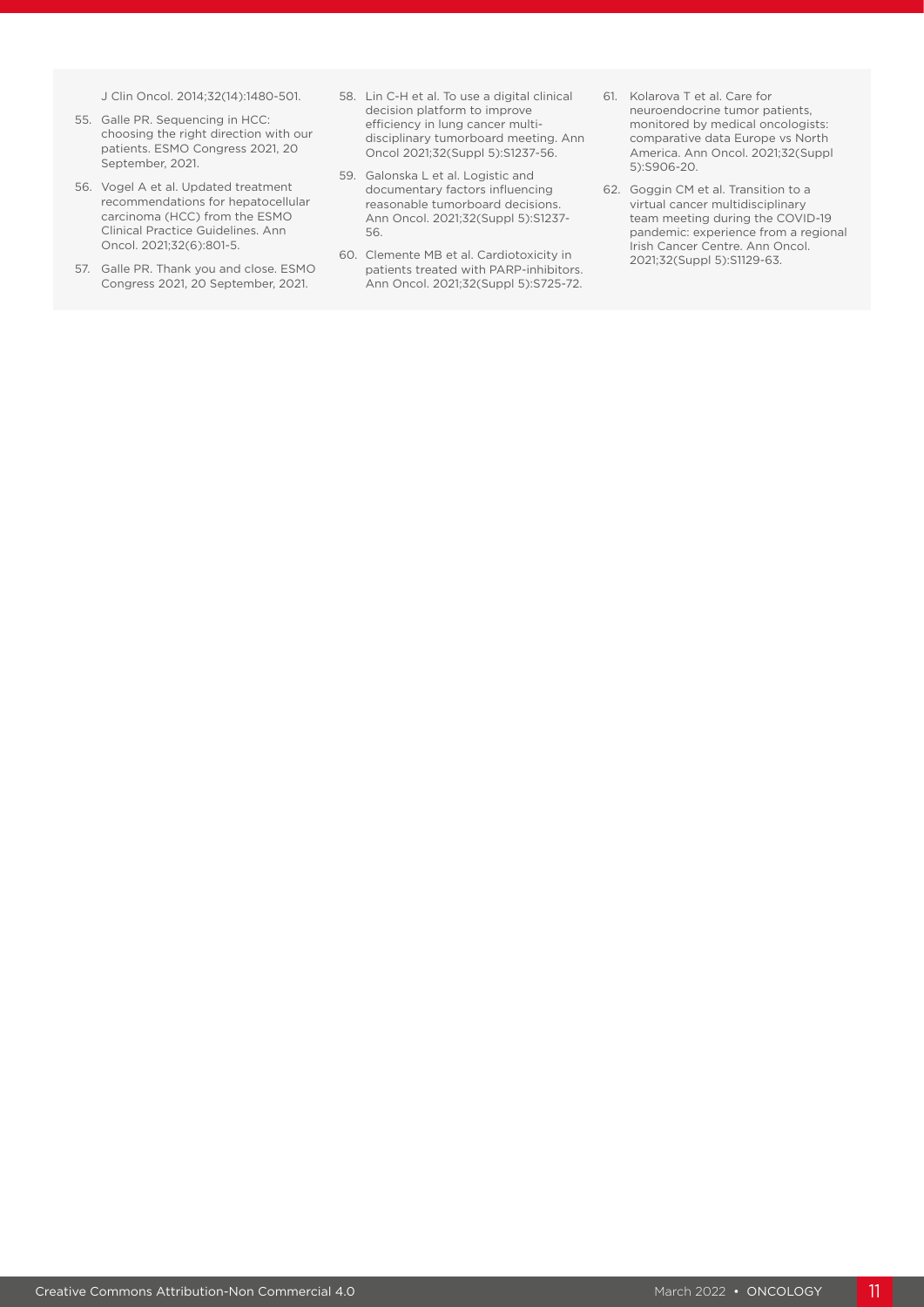J Clin Oncol. 2014;32(14):1480-501.

55. Galle PR. Sequencing in HCC: choosing the right direction with our patients. ESMO Congress 2021, 20 September, 2021.
56. Vogel A et al. Updated treatment recommendations for hepatocellular carcinoma (HCC) from the ESMO Clinical Practice Guidelines. Ann Oncol. 2021;32(6):801-5.
57. Galle PR. Thank you and close. ESMO Congress 2021, 20 September, 2021.
58. Lin C-H et al. To use a digital clinical decision platform to improve efficiency in lung cancer multi-disciplinary tumorboard meeting. Ann Oncol 2021;32(Suppl 5):S1237-56.
59. Galonska L et al. Logistic and documentary factors influencing reasonable tumorboard decisions. Ann Oncol. 2021;32(Suppl 5):S1237-56.
60. Clemente MB et al. Cardiotoxicity in patients treated with PARP-inhibitors. Ann Oncol. 2021;32(Suppl 5):S725-72.
61. Kolarova T et al. Care for neuroendocrine tumor patients, monitored by medical oncologists: comparative data Europe vs North America. Ann Oncol. 2021;32(Suppl 5):S906-20.
62. Goggin CM et al. Transition to a virtual cancer multidisciplinary team meeting during the COVID-19 pandemic: experience from a regional Irish Cancer Centre. Ann Oncol. 2021;32(Suppl 5):S1129-63.